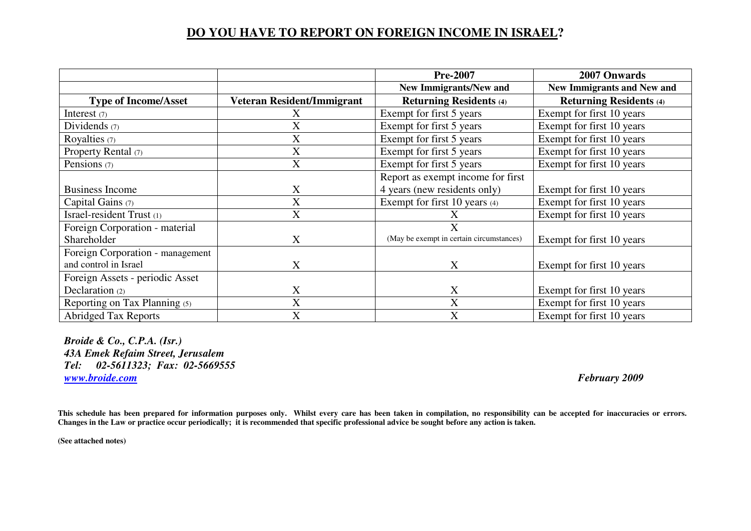# DO YOU HAVE TO REPORT ON FOREIGN INCOME IN ISRAEL?

| | | Pre-2007 | 2007 Onwards |
|---|---|---|---|
| | | New Immigrants/New and | New Immigrants and New and |
| **Type of Income/Asset** | **Veteran Resident/Immigrant** | **Returning Residents (4)** | **Returning Residents (4)** |
| Interest (7) | X | Exempt for first 5 years | Exempt for first 10 years |
| Dividends (7) | X | Exempt for first 5 years | Exempt for first 10 years |
| Royalties (7) | X | Exempt for first 5 years | Exempt for first 10 years |
| Property Rental (7) | X | Exempt for first 5 years | Exempt for first 10 years |
| Pensions (7) | X | Exempt for first 5 years | Exempt for first 10 years |
| Business Income | X | Report as exempt income for first 4 years (new residents only) | Exempt for first 10 years |
| Capital Gains (7) | X | Exempt for first 10 years (4) | Exempt for first 10 years |
| Israel-resident Trust (1) | X | X | Exempt for first 10 years |
| Foreign Corporation - material Shareholder | X | X (May be exempt in certain circumstances) | Exempt for first 10 years |
| Foreign Corporation - management and control in Israel | X | X | Exempt for first 10 years |
| Foreign Assets - periodic Asset Declaration (2) | X | X | Exempt for first 10 years |
| Reporting on Tax Planning (5) | X | X | Exempt for first 10 years |
| Abridged Tax Reports | X | X | Exempt for first 10 years |

***Broide & Co., C.P.A. (Isr.)***
***43A Emek Refaim Street, Jerusalem***
***Tel: 02-5611323; Fax: 02-5669555***
***www.broide.com***

***February 2009***

**This schedule has been prepared for information purposes only. Whilst every care has been taken in compilation, no responsibility can be accepted for inaccuracies or errors. Changes in the Law or practice occur periodically; it is recommended that specific professional advice be sought before any action is taken.**

**(See attached notes)**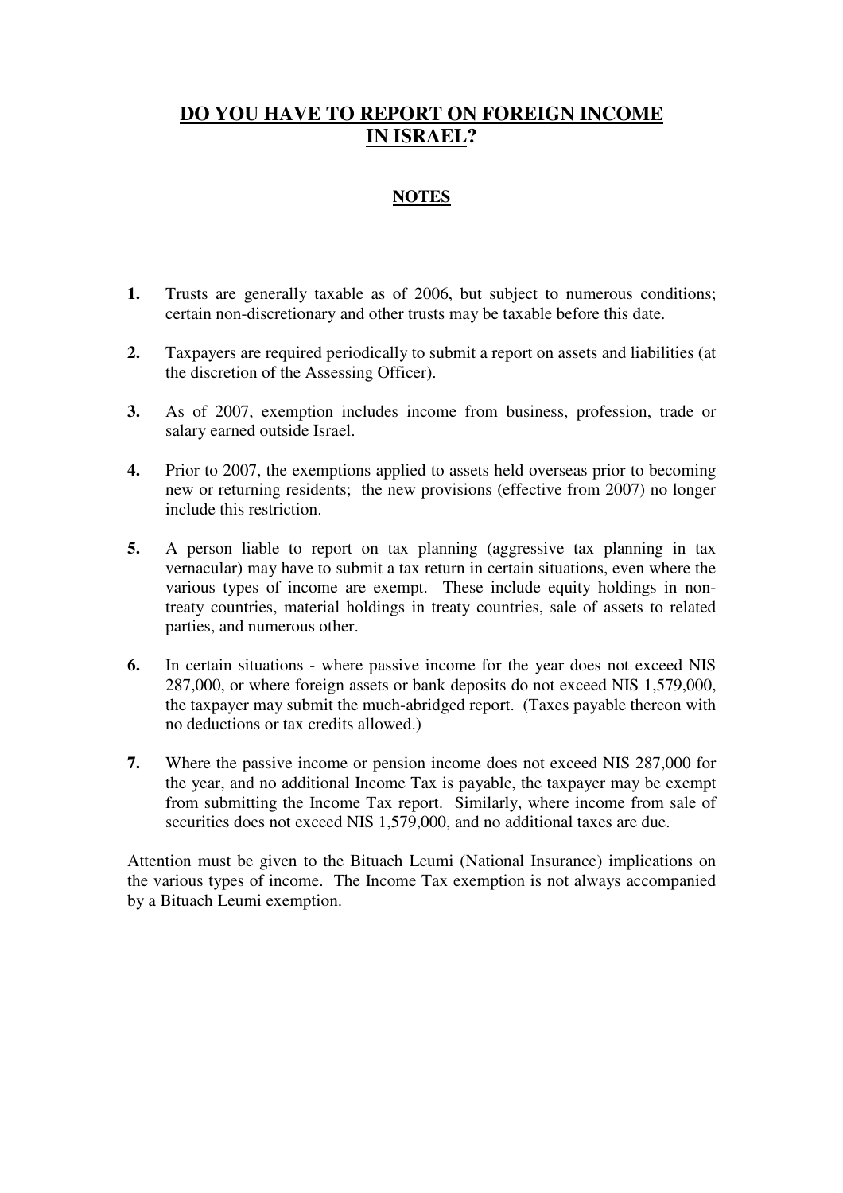# DO YOU HAVE TO REPORT ON FOREIGN INCOME IN ISRAEL?

## NOTES

1. Trusts are generally taxable as of 2006, but subject to numerous conditions; certain non-discretionary and other trusts may be taxable before this date.

2. Taxpayers are required periodically to submit a report on assets and liabilities (at the discretion of the Assessing Officer).

3. As of 2007, exemption includes income from business, profession, trade or salary earned outside Israel.

4. Prior to 2007, the exemptions applied to assets held overseas prior to becoming new or returning residents; the new provisions (effective from 2007) no longer include this restriction.

5. A person liable to report on tax planning (aggressive tax planning in tax vernacular) may have to submit a tax return in certain situations, even where the various types of income are exempt. These include equity holdings in non-treaty countries, material holdings in treaty countries, sale of assets to related parties, and numerous other.

6. In certain situations - where passive income for the year does not exceed NIS 287,000, or where foreign assets or bank deposits do not exceed NIS 1,579,000, the taxpayer may submit the much-abridged report. (Taxes payable thereon with no deductions or tax credits allowed.)

7. Where the passive income or pension income does not exceed NIS 287,000 for the year, and no additional Income Tax is payable, the taxpayer may be exempt from submitting the Income Tax report. Similarly, where income from sale of securities does not exceed NIS 1,579,000, and no additional taxes are due.

Attention must be given to the Bituach Leumi (National Insurance) implications on the various types of income. The Income Tax exemption is not always accompanied by a Bituach Leumi exemption.